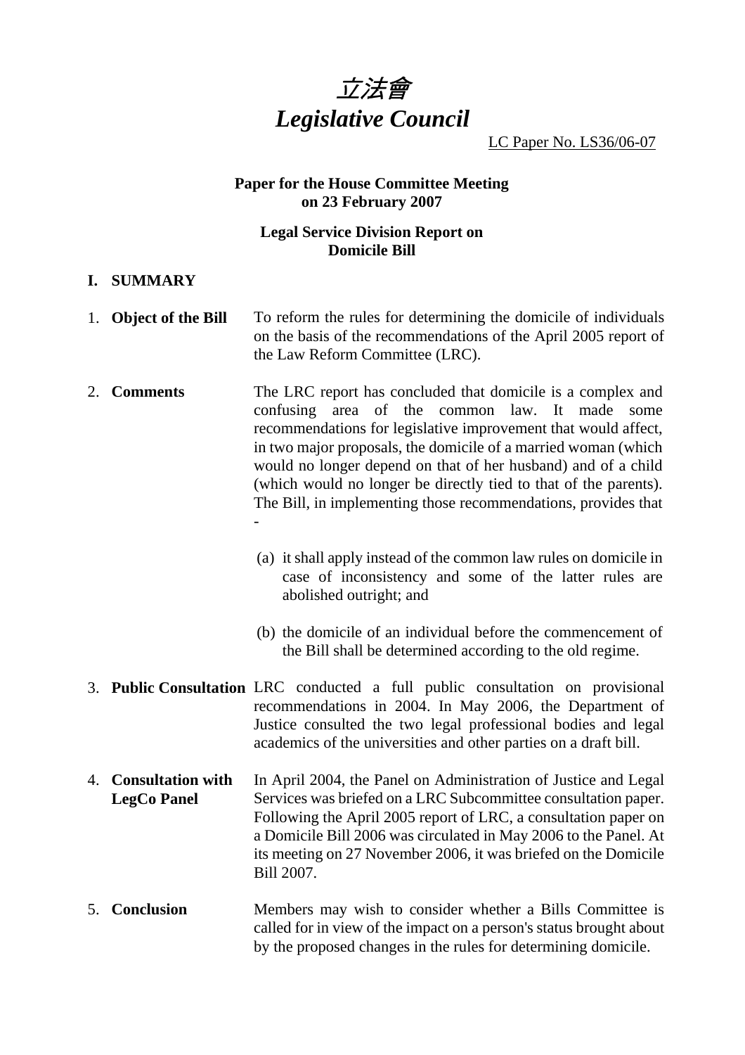# 立法會
# *Legislative Council*

LC Paper No. LS36/06-07

**Paper for the House Committee Meeting on 23 February 2007**

**Legal Service Division Report on Domicile Bill**

## I. SUMMARY

1. **Object of the Bill** To reform the rules for determining the domicile of individuals on the basis of the recommendations of the April 2005 report of the Law Reform Committee (LRC).

2. **Comments** The LRC report has concluded that domicile is a complex and confusing area of the common law. It made some recommendations for legislative improvement that would affect, in two major proposals, the domicile of a married woman (which would no longer depend on that of her husband) and of a child (which would no longer be directly tied to that of the parents). The Bill, in implementing those recommendations, provides that -

   (a) it shall apply instead of the common law rules on domicile in case of inconsistency and some of the latter rules are abolished outright; and

   (b) the domicile of an individual before the commencement of the Bill shall be determined according to the old regime.

3. **Public Consultation** LRC conducted a full public consultation on provisional recommendations in 2004. In May 2006, the Department of Justice consulted the two legal professional bodies and legal academics of the universities and other parties on a draft bill.

4. **Consultation with LegCo Panel** In April 2004, the Panel on Administration of Justice and Legal Services was briefed on a LRC Subcommittee consultation paper. Following the April 2005 report of LRC, a consultation paper on a Domicile Bill 2006 was circulated in May 2006 to the Panel. At its meeting on 27 November 2006, it was briefed on the Domicile Bill 2007.

5. **Conclusion** Members may wish to consider whether a Bills Committee is called for in view of the impact on a person's status brought about by the proposed changes in the rules for determining domicile.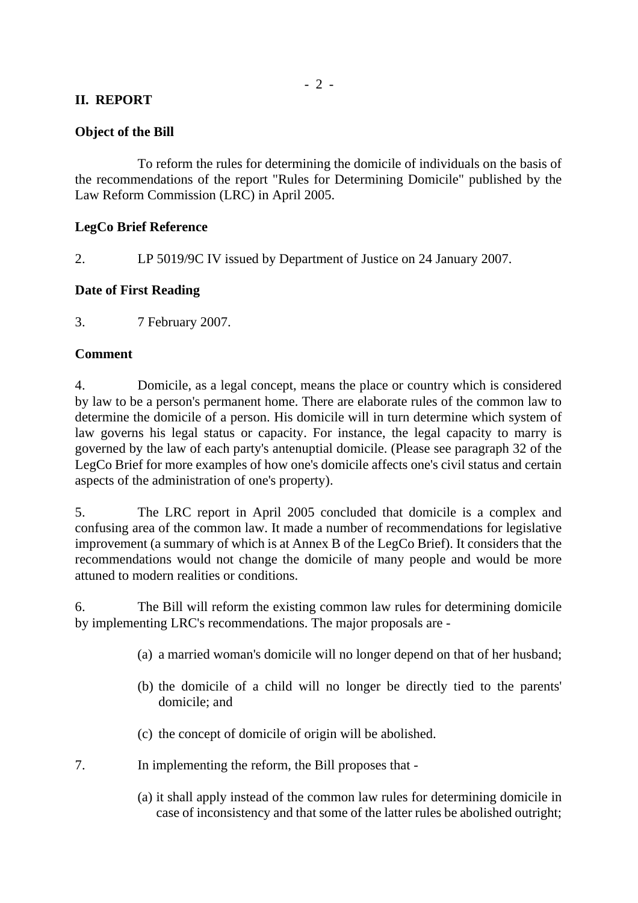## II. REPORT

### Object of the Bill

To reform the rules for determining the domicile of individuals on the basis of the recommendations of the report "Rules for Determining Domicile" published by the Law Reform Commission (LRC) in April 2005.

### LegCo Brief Reference

2. LP 5019/9C IV issued by Department of Justice on 24 January 2007.

### Date of First Reading

3. 7 February 2007.

### Comment

4. Domicile, as a legal concept, means the place or country which is considered by law to be a person's permanent home. There are elaborate rules of the common law to determine the domicile of a person. His domicile will in turn determine which system of law governs his legal status or capacity. For instance, the legal capacity to marry is governed by the law of each party's antenuptial domicile. (Please see paragraph 32 of the LegCo Brief for more examples of how one's domicile affects one's civil status and certain aspects of the administration of one's property).

5. The LRC report in April 2005 concluded that domicile is a complex and confusing area of the common law. It made a number of recommendations for legislative improvement (a summary of which is at Annex B of the LegCo Brief). It considers that the recommendations would not change the domicile of many people and would be more attuned to modern realities or conditions.

6. The Bill will reform the existing common law rules for determining domicile by implementing LRC's recommendations. The major proposals are -

(a) a married woman's domicile will no longer depend on that of her husband;

(b) the domicile of a child will no longer be directly tied to the parents' domicile; and

(c) the concept of domicile of origin will be abolished.

7. In implementing the reform, the Bill proposes that -

(a) it shall apply instead of the common law rules for determining domicile in case of inconsistency and that some of the latter rules be abolished outright;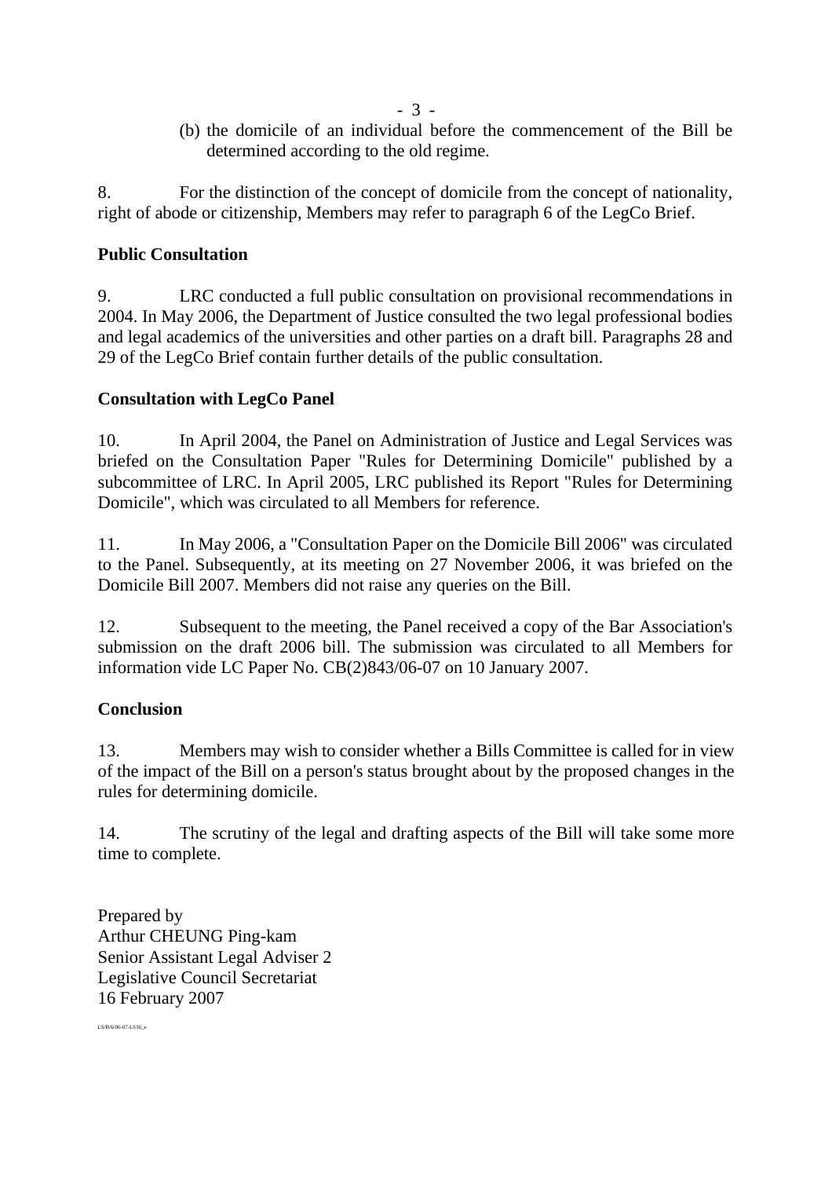(b) the domicile of an individual before the commencement of the Bill be determined according to the old regime.

8. For the distinction of the concept of domicile from the concept of nationality, right of abode or citizenship, Members may refer to paragraph 6 of the LegCo Brief.

**Public Consultation**

9. LRC conducted a full public consultation on provisional recommendations in 2004. In May 2006, the Department of Justice consulted the two legal professional bodies and legal academics of the universities and other parties on a draft bill. Paragraphs 28 and 29 of the LegCo Brief contain further details of the public consultation.

**Consultation with LegCo Panel**

10. In April 2004, the Panel on Administration of Justice and Legal Services was briefed on the Consultation Paper "Rules for Determining Domicile" published by a subcommittee of LRC. In April 2005, LRC published its Report "Rules for Determining Domicile", which was circulated to all Members for reference.

11. In May 2006, a "Consultation Paper on the Domicile Bill 2006" was circulated to the Panel. Subsequently, at its meeting on 27 November 2006, it was briefed on the Domicile Bill 2007. Members did not raise any queries on the Bill.

12. Subsequent to the meeting, the Panel received a copy of the Bar Association's submission on the draft 2006 bill. The submission was circulated to all Members for information vide LC Paper No. CB(2)843/06-07 on 10 January 2007.

**Conclusion**

13. Members may wish to consider whether a Bills Committee is called for in view of the impact of the Bill on a person's status brought about by the proposed changes in the rules for determining domicile.

14. The scrutiny of the legal and drafting aspects of the Bill will take some more time to complete.

Prepared by
Arthur CHEUNG Ping-kam
Senior Assistant Legal Adviser 2
Legislative Council Secretariat
16 February 2007

LS/B/6/06-07-LS36_e